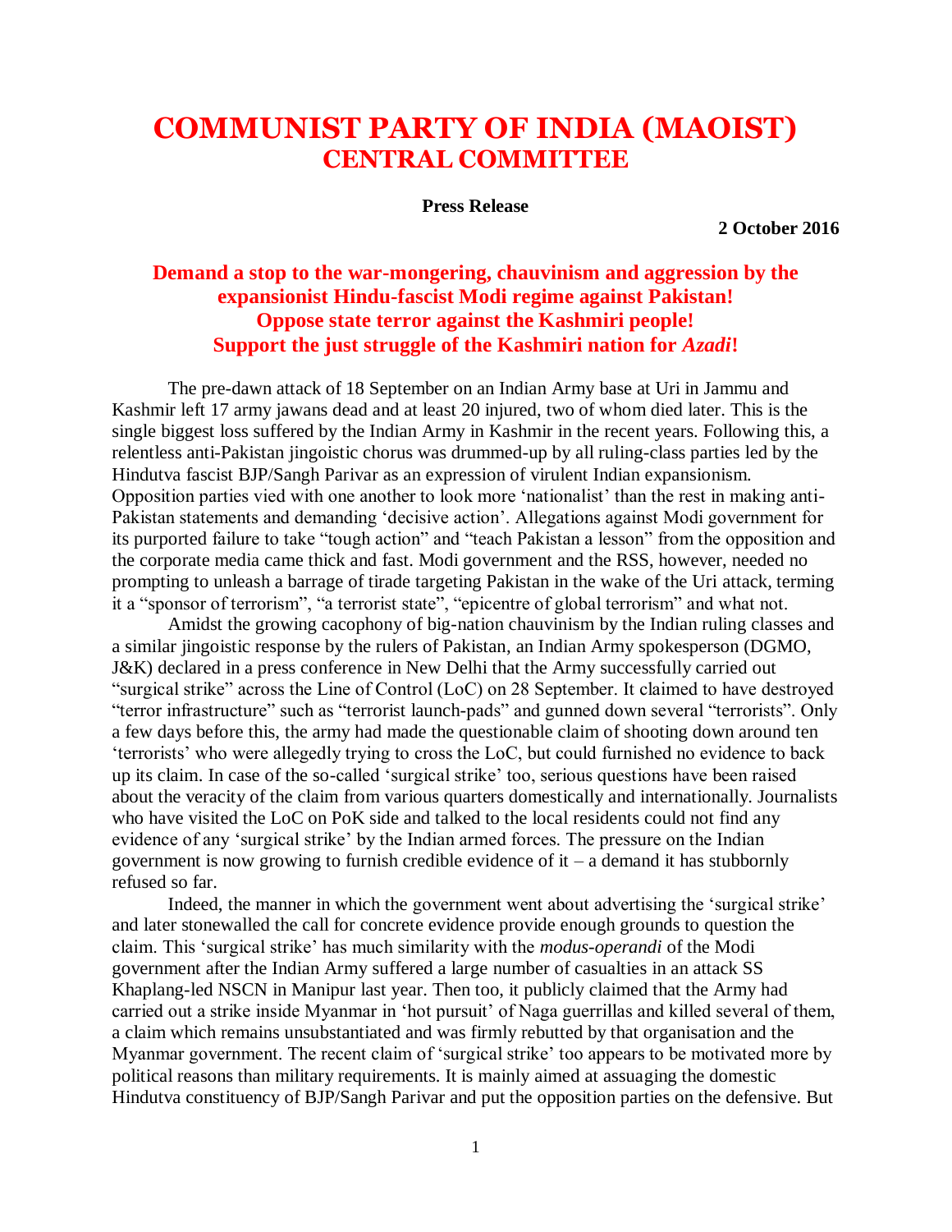# COMMUNIST PARTY OF INDIA (MAOIST)
## CENTRAL COMMITTEE

**Press Release**

**2 October 2016**

### Demand a stop to the war-mongering, chauvinism and aggression by the expansionist Hindu-fascist Modi regime against Pakistan! Oppose state terror against the Kashmiri people! Support the just struggle of the Kashmiri nation for *Azadi*!

The pre-dawn attack of 18 September on an Indian Army base at Uri in Jammu and Kashmir left 17 army jawans dead and at least 20 injured, two of whom died later. This is the single biggest loss suffered by the Indian Army in Kashmir in the recent years. Following this, a relentless anti-Pakistan jingoistic chorus was drummed-up by all ruling-class parties led by the Hindutva fascist BJP/Sangh Parivar as an expression of virulent Indian expansionism. Opposition parties vied with one another to look more 'nationalist' than the rest in making anti-Pakistan statements and demanding 'decisive action'. Allegations against Modi government for its purported failure to take "tough action" and "teach Pakistan a lesson" from the opposition and the corporate media came thick and fast. Modi government and the RSS, however, needed no prompting to unleash a barrage of tirade targeting Pakistan in the wake of the Uri attack, terming it a "sponsor of terrorism", "a terrorist state", "epicentre of global terrorism" and what not.

Amidst the growing cacophony of big-nation chauvinism by the Indian ruling classes and a similar jingoistic response by the rulers of Pakistan, an Indian Army spokesperson (DGMO, J&K) declared in a press conference in New Delhi that the Army successfully carried out "surgical strike" across the Line of Control (LoC) on 28 September. It claimed to have destroyed "terror infrastructure" such as "terrorist launch-pads" and gunned down several "terrorists". Only a few days before this, the army had made the questionable claim of shooting down around ten 'terrorists' who were allegedly trying to cross the LoC, but could furnished no evidence to back up its claim. In case of the so-called 'surgical strike' too, serious questions have been raised about the veracity of the claim from various quarters domestically and internationally. Journalists who have visited the LoC on PoK side and talked to the local residents could not find any evidence of any 'surgical strike' by the Indian armed forces. The pressure on the Indian government is now growing to furnish credible evidence of it – a demand it has stubbornly refused so far.

Indeed, the manner in which the government went about advertising the 'surgical strike' and later stonewalled the call for concrete evidence provide enough grounds to question the claim. This 'surgical strike' has much similarity with the *modus-operandi* of the Modi government after the Indian Army suffered a large number of casualties in an attack SS Khaplang-led NSCN in Manipur last year. Then too, it publicly claimed that the Army had carried out a strike inside Myanmar in 'hot pursuit' of Naga guerrillas and killed several of them, a claim which remains unsubstantiated and was firmly rebutted by that organisation and the Myanmar government. The recent claim of 'surgical strike' too appears to be motivated more by political reasons than military requirements. It is mainly aimed at assuaging the domestic Hindutva constituency of BJP/Sangh Parivar and put the opposition parties on the defensive. But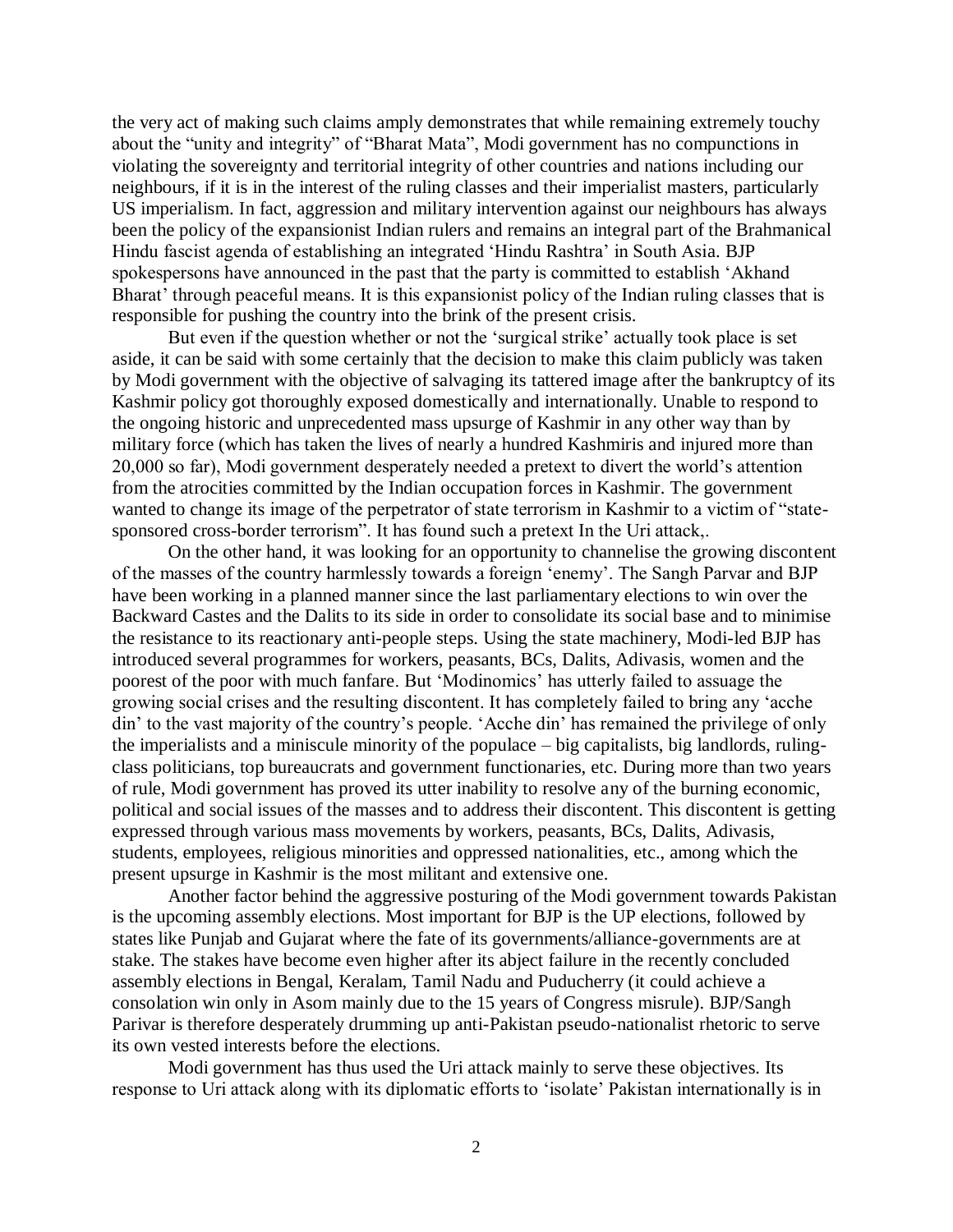the very act of making such claims amply demonstrates that while remaining extremely touchy about the "unity and integrity" of "Bharat Mata", Modi government has no compunctions in violating the sovereignty and territorial integrity of other countries and nations including our neighbours, if it is in the interest of the ruling classes and their imperialist masters, particularly US imperialism. In fact, aggression and military intervention against our neighbours has always been the policy of the expansionist Indian rulers and remains an integral part of the Brahmanical Hindu fascist agenda of establishing an integrated 'Hindu Rashtra' in South Asia. BJP spokespersons have announced in the past that the party is committed to establish 'Akhand Bharat' through peaceful means. It is this expansionist policy of the Indian ruling classes that is responsible for pushing the country into the brink of the present crisis.

But even if the question whether or not the 'surgical strike' actually took place is set aside, it can be said with some certainly that the decision to make this claim publicly was taken by Modi government with the objective of salvaging its tattered image after the bankruptcy of its Kashmir policy got thoroughly exposed domestically and internationally. Unable to respond to the ongoing historic and unprecedented mass upsurge of Kashmir in any other way than by military force (which has taken the lives of nearly a hundred Kashmiris and injured more than 20,000 so far), Modi government desperately needed a pretext to divert the world's attention from the atrocities committed by the Indian occupation forces in Kashmir. The government wanted to change its image of the perpetrator of state terrorism in Kashmir to a victim of "state-sponsored cross-border terrorism". It has found such a pretext In the Uri attack,.

On the other hand, it was looking for an opportunity to channelise the growing discontent of the masses of the country harmlessly towards a foreign 'enemy'. The Sangh Parvar and BJP have been working in a planned manner since the last parliamentary elections to win over the Backward Castes and the Dalits to its side in order to consolidate its social base and to minimise the resistance to its reactionary anti-people steps. Using the state machinery, Modi-led BJP has introduced several programmes for workers, peasants, BCs, Dalits, Adivasis, women and the poorest of the poor with much fanfare. But 'Modinomics' has utterly failed to assuage the growing social crises and the resulting discontent. It has completely failed to bring any 'acche din' to the vast majority of the country's people. 'Acche din' has remained the privilege of only the imperialists and a miniscule minority of the populace – big capitalists, big landlords, ruling-class politicians, top bureaucrats and government functionaries, etc. During more than two years of rule, Modi government has proved its utter inability to resolve any of the burning economic, political and social issues of the masses and to address their discontent. This discontent is getting expressed through various mass movements by workers, peasants, BCs, Dalits, Adivasis, students, employees, religious minorities and oppressed nationalities, etc., among which the present upsurge in Kashmir is the most militant and extensive one.

Another factor behind the aggressive posturing of the Modi government towards Pakistan is the upcoming assembly elections. Most important for BJP is the UP elections, followed by states like Punjab and Gujarat where the fate of its governments/alliance-governments are at stake. The stakes have become even higher after its abject failure in the recently concluded assembly elections in Bengal, Keralam, Tamil Nadu and Puducherry (it could achieve a consolation win only in Asom mainly due to the 15 years of Congress misrule). BJP/Sangh Parivar is therefore desperately drumming up anti-Pakistan pseudo-nationalist rhetoric to serve its own vested interests before the elections.

Modi government has thus used the Uri attack mainly to serve these objectives. Its response to Uri attack along with its diplomatic efforts to 'isolate' Pakistan internationally is in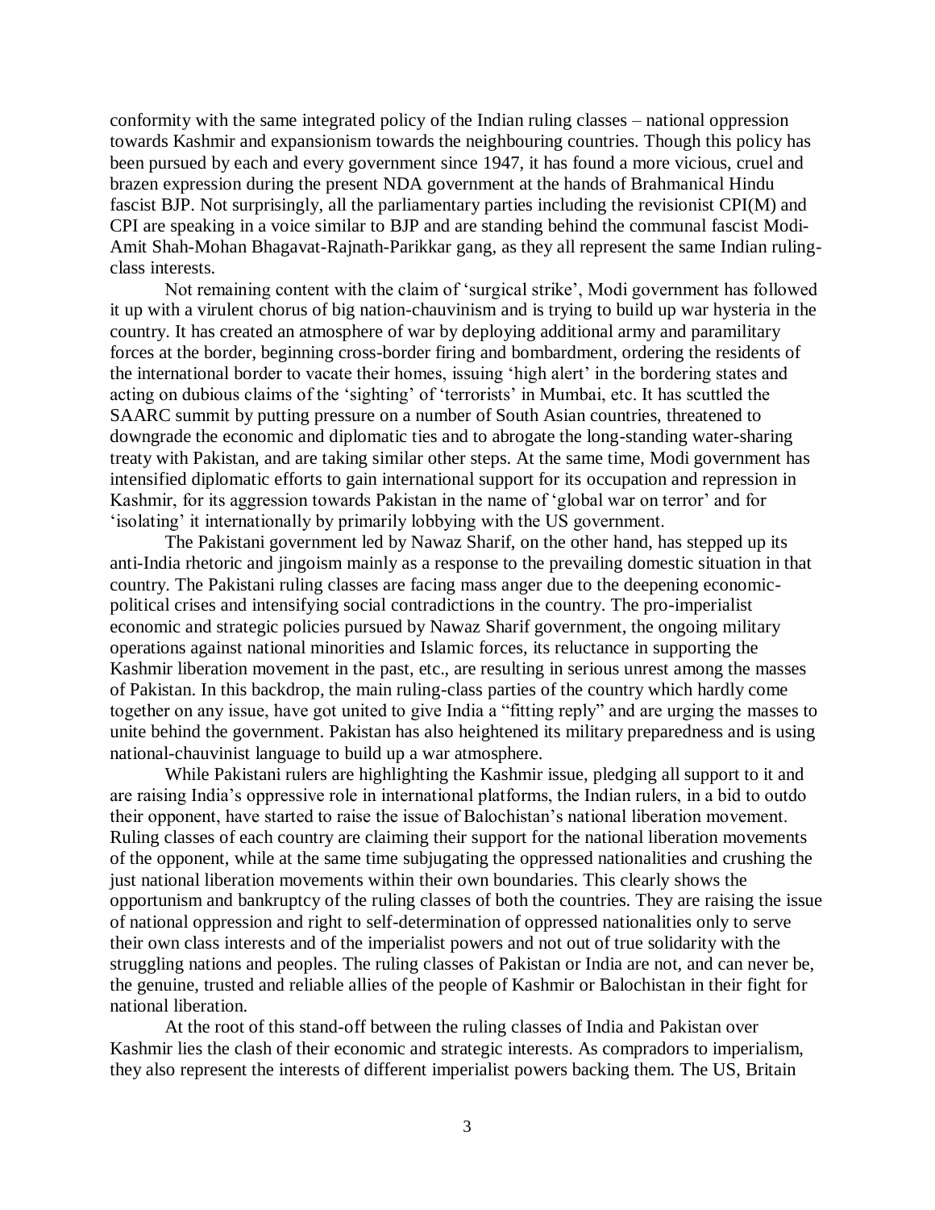conformity with the same integrated policy of the Indian ruling classes – national oppression towards Kashmir and expansionism towards the neighbouring countries. Though this policy has been pursued by each and every government since 1947, it has found a more vicious, cruel and brazen expression during the present NDA government at the hands of Brahmanical Hindu fascist BJP. Not surprisingly, all the parliamentary parties including the revisionist CPI(M) and CPI are speaking in a voice similar to BJP and are standing behind the communal fascist Modi-Amit Shah-Mohan Bhagavat-Rajnath-Parikkar gang, as they all represent the same Indian ruling-class interests.

Not remaining content with the claim of 'surgical strike', Modi government has followed it up with a virulent chorus of big nation-chauvinism and is trying to build up war hysteria in the country. It has created an atmosphere of war by deploying additional army and paramilitary forces at the border, beginning cross-border firing and bombardment, ordering the residents of the international border to vacate their homes, issuing 'high alert' in the bordering states and acting on dubious claims of the 'sighting' of 'terrorists' in Mumbai, etc. It has scuttled the SAARC summit by putting pressure on a number of South Asian countries, threatened to downgrade the economic and diplomatic ties and to abrogate the long-standing water-sharing treaty with Pakistan, and are taking similar other steps. At the same time, Modi government has intensified diplomatic efforts to gain international support for its occupation and repression in Kashmir, for its aggression towards Pakistan in the name of 'global war on terror' and for 'isolating' it internationally by primarily lobbying with the US government.

The Pakistani government led by Nawaz Sharif, on the other hand, has stepped up its anti-India rhetoric and jingoism mainly as a response to the prevailing domestic situation in that country. The Pakistani ruling classes are facing mass anger due to the deepening economic-political crises and intensifying social contradictions in the country. The pro-imperialist economic and strategic policies pursued by Nawaz Sharif government, the ongoing military operations against national minorities and Islamic forces, its reluctance in supporting the Kashmir liberation movement in the past, etc., are resulting in serious unrest among the masses of Pakistan. In this backdrop, the main ruling-class parties of the country which hardly come together on any issue, have got united to give India a "fitting reply" and are urging the masses to unite behind the government. Pakistan has also heightened its military preparedness and is using national-chauvinist language to build up a war atmosphere.

While Pakistani rulers are highlighting the Kashmir issue, pledging all support to it and are raising India's oppressive role in international platforms, the Indian rulers, in a bid to outdo their opponent, have started to raise the issue of Balochistan's national liberation movement. Ruling classes of each country are claiming their support for the national liberation movements of the opponent, while at the same time subjugating the oppressed nationalities and crushing the just national liberation movements within their own boundaries. This clearly shows the opportunism and bankruptcy of the ruling classes of both the countries. They are raising the issue of national oppression and right to self-determination of oppressed nationalities only to serve their own class interests and of the imperialist powers and not out of true solidarity with the struggling nations and peoples. The ruling classes of Pakistan or India are not, and can never be, the genuine, trusted and reliable allies of the people of Kashmir or Balochistan in their fight for national liberation.

At the root of this stand-off between the ruling classes of India and Pakistan over Kashmir lies the clash of their economic and strategic interests. As compradors to imperialism, they also represent the interests of different imperialist powers backing them. The US, Britain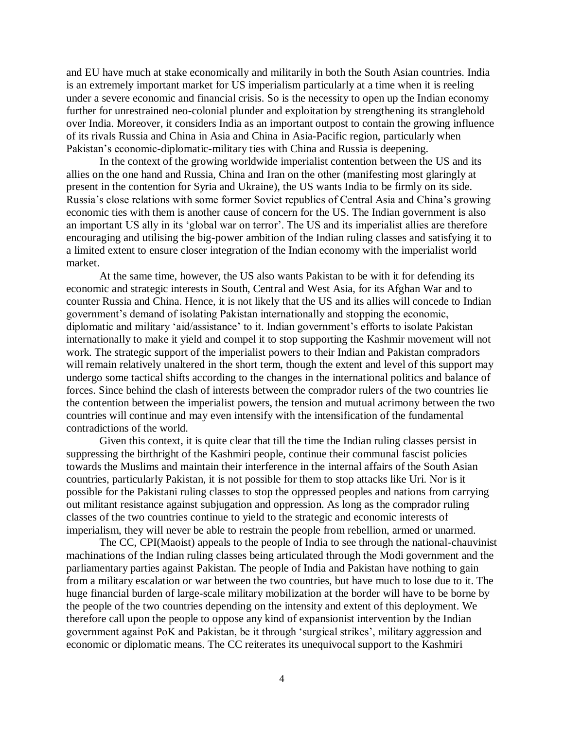and EU have much at stake economically and militarily in both the South Asian countries. India is an extremely important market for US imperialism particularly at a time when it is reeling under a severe economic and financial crisis. So is the necessity to open up the Indian economy further for unrestrained neo-colonial plunder and exploitation by strengthening its stranglehold over India. Moreover, it considers India as an important outpost to contain the growing influence of its rivals Russia and China in Asia and China in Asia-Pacific region, particularly when Pakistan's economic-diplomatic-military ties with China and Russia is deepening.

In the context of the growing worldwide imperialist contention between the US and its allies on the one hand and Russia, China and Iran on the other (manifesting most glaringly at present in the contention for Syria and Ukraine), the US wants India to be firmly on its side. Russia's close relations with some former Soviet republics of Central Asia and China's growing economic ties with them is another cause of concern for the US. The Indian government is also an important US ally in its 'global war on terror'. The US and its imperialist allies are therefore encouraging and utilising the big-power ambition of the Indian ruling classes and satisfying it to a limited extent to ensure closer integration of the Indian economy with the imperialist world market.

At the same time, however, the US also wants Pakistan to be with it for defending its economic and strategic interests in South, Central and West Asia, for its Afghan War and to counter Russia and China. Hence, it is not likely that the US and its allies will concede to Indian government's demand of isolating Pakistan internationally and stopping the economic, diplomatic and military 'aid/assistance' to it. Indian government's efforts to isolate Pakistan internationally to make it yield and compel it to stop supporting the Kashmir movement will not work. The strategic support of the imperialist powers to their Indian and Pakistan compradors will remain relatively unaltered in the short term, though the extent and level of this support may undergo some tactical shifts according to the changes in the international politics and balance of forces. Since behind the clash of interests between the comprador rulers of the two countries lie the contention between the imperialist powers, the tension and mutual acrimony between the two countries will continue and may even intensify with the intensification of the fundamental contradictions of the world.

Given this context, it is quite clear that till the time the Indian ruling classes persist in suppressing the birthright of the Kashmiri people, continue their communal fascist policies towards the Muslims and maintain their interference in the internal affairs of the South Asian countries, particularly Pakistan, it is not possible for them to stop attacks like Uri. Nor is it possible for the Pakistani ruling classes to stop the oppressed peoples and nations from carrying out militant resistance against subjugation and oppression. As long as the comprador ruling classes of the two countries continue to yield to the strategic and economic interests of imperialism, they will never be able to restrain the people from rebellion, armed or unarmed.

The CC, CPI(Maoist) appeals to the people of India to see through the national-chauvinist machinations of the Indian ruling classes being articulated through the Modi government and the parliamentary parties against Pakistan. The people of India and Pakistan have nothing to gain from a military escalation or war between the two countries, but have much to lose due to it. The huge financial burden of large-scale military mobilization at the border will have to be borne by the people of the two countries depending on the intensity and extent of this deployment. We therefore call upon the people to oppose any kind of expansionist intervention by the Indian government against PoK and Pakistan, be it through 'surgical strikes', military aggression and economic or diplomatic means. The CC reiterates its unequivocal support to the Kashmiri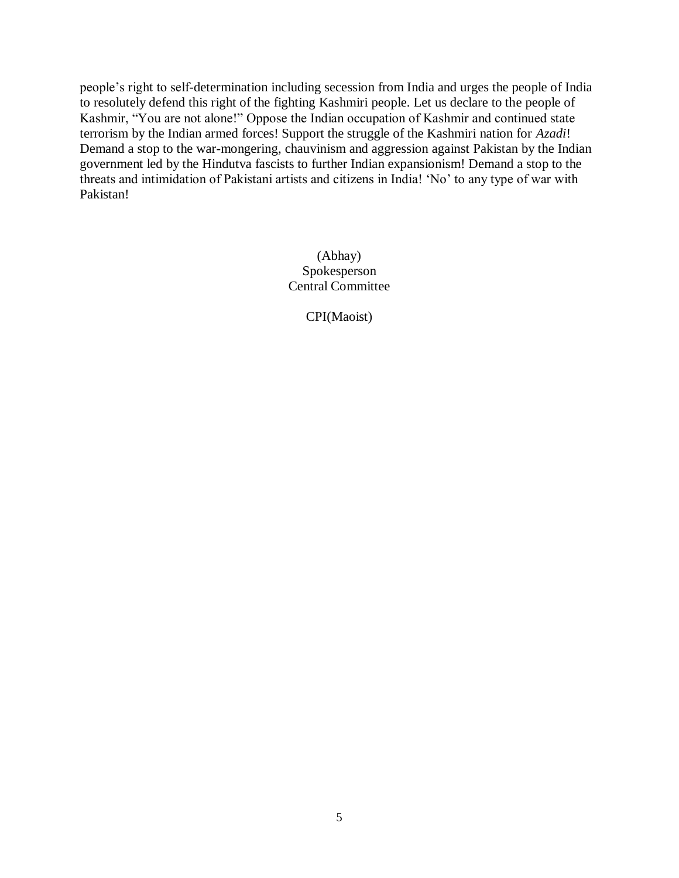people's right to self-determination including secession from India and urges the people of India to resolutely defend this right of the fighting Kashmiri people. Let us declare to the people of Kashmir, "You are not alone!" Oppose the Indian occupation of Kashmir and continued state terrorism by the Indian armed forces! Support the struggle of the Kashmiri nation for *Azadi*! Demand a stop to the war-mongering, chauvinism and aggression against Pakistan by the Indian government led by the Hindutva fascists to further Indian expansionism! Demand a stop to the threats and intimidation of Pakistani artists and citizens in India! 'No' to any type of war with Pakistan!

(Abhay)
Spokesperson
Central Committee

CPI(Maoist)